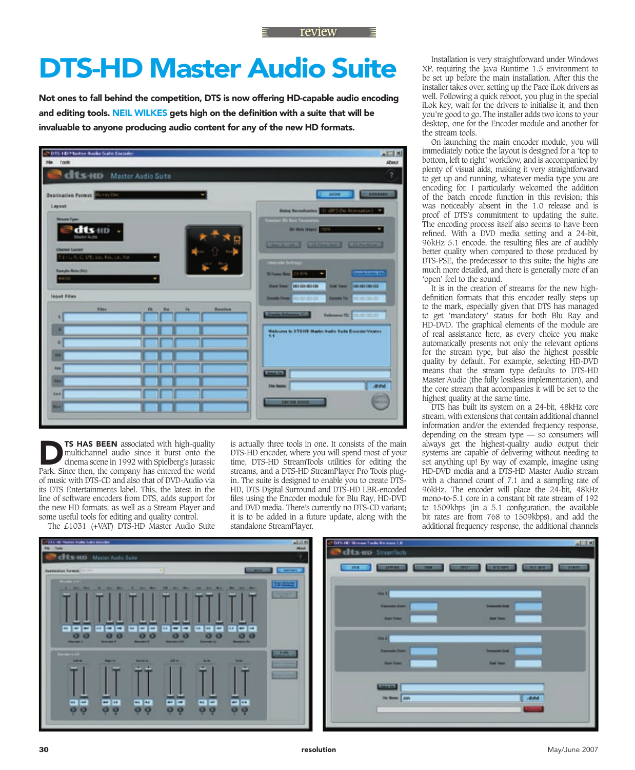review

# DTS-HD Master Audio Suite

**Not ones to fall behind the competition, DTS is now offering HD-capable audio encoding and editing tools. NEIL WILKES gets high on the definition with a suite that will be invaluable to anyone producing audio content for any of the new HD formats.**

**DTS HAS BEEN** associated with high-quality multichannel audio since it burst onto the cinema scene in 1992 with Spielberg's Jurassic Park. Since then, the company has entered the world of music with DTS-CD and also that of DVD-Audio via its DTS Entertainments label. This, the latest in the line of software encoders from DTS, adds support for the new HD formats, as well as a Stream Player and some useful tools for editing and quality control.

The £1031 (+VAT) DTS-HD Master Audio Suite is actually three tools in one. It consists of the main DTS-HD encoder, where you will spend most of your time, DTS-HD StreamTools utilities for editing the streams, and a DTS-HD StreamPlayer Pro Tools plug-in. The suite is designed to enable you to create DTS-HD, DTS Digital Surround and DTS-HD LBR-encoded files using the Encoder module for Blu Ray, HD-DVD and DVD media. There's currently no DTS-CD variant; it is to be added in a future update, along with the standalone StreamPlayer.

Installation is very straightforward under Windows XP, requiring the Java Runtime 1.5 environment to be set up before the main installation. After this the installer takes over, setting up the Pace iLok drivers as well. Following a quick reboot, you plug in the special iLok key, wait for the drivers to initialise it, and then you're good to go. The installer adds two icons to your desktop, one for the Encoder module and another for the stream tools.

On launching the main encoder module, you will immediately notice the layout is designed for a 'top to bottom, left to right' workflow, and is accompanied by plenty of visual aids, making it very straightforward to get up and running, whatever media type you are encoding for. I particularly welcomed the addition of the batch encode function in this revision; this was noticeably absent in the 1.0 release and is proof of DTS's commitment to updating the suite. The encoding process itself also seems to have been refined. With a DVD media setting and a 24-bit, 96kHz 5.1 encode, the resulting files are of audibly better quality when compared to those produced by DTS-PSE, the predecessor to this suite; the highs are much more detailed, and there is generally more of an 'open' feel to the sound.

It is in the creation of streams for the new high-definition formats that this encoder really steps up to the mark, especially given that DTS has managed to get 'mandatory' status for both Blu Ray and HD-DVD. The graphical elements of the module are of real assistance here, as every choice you make automatically presents not only the relevant options for the stream type, but also the highest possible quality by default. For example, selecting HD-DVD means that the stream type defaults to DTS-HD Master Audio (the fully lossless implementation), and the core stream that accompanies it will be set to the highest quality at the same time.

DTS has built its system on a 24-bit, 48kHz core stream, with extensions that contain additional channel information and/or the extended frequency response, depending on the stream type — so consumers will always get the highest-quality audio output their systems are capable of delivering without needing to set anything up! By way of example, imagine using HD-DVD media and a DTS-HD Master Audio stream with a channel count of 7.1 and a sampling rate of 96kHz. The encoder will place the 24-bit, 48kHz mono-to-5.1 core in a constant bit rate stream of 192 to 1509kbps (in a 5.1 configuration, the available bit rates are from 768 to 1509kbps), and add the additional frequency response, the additional channels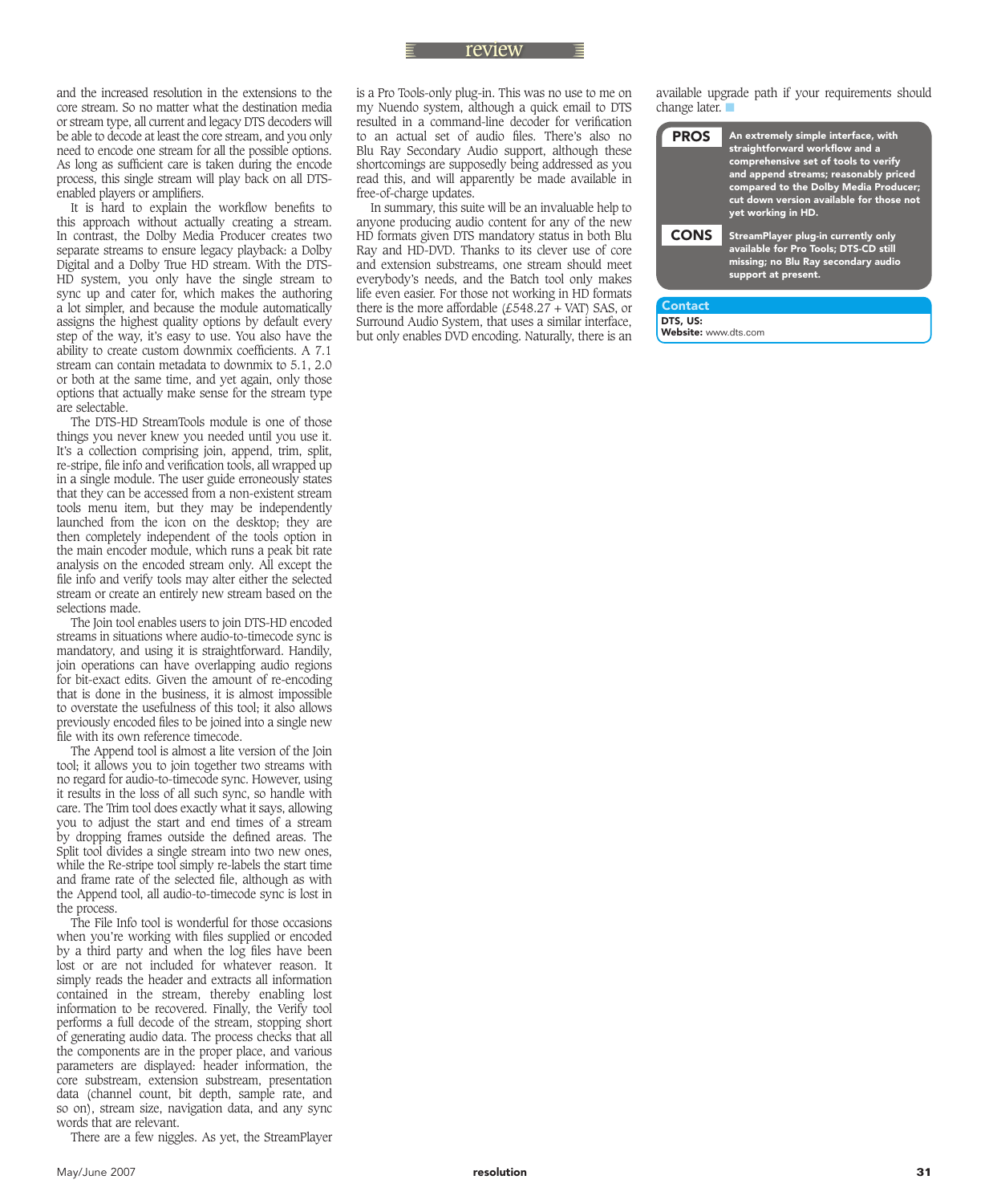and the increased resolution in the extensions to the core stream. So no matter what the destination media or stream type, all current and legacy DTS decoders will be able to decode at least the core stream, and you only need to encode one stream for all the possible options. As long as sufficient care is taken during the encode process, this single stream will play back on all DTS-enabled players or amplifiers.

It is hard to explain the workflow benefits to this approach without actually creating a stream. In contrast, the Dolby Media Producer creates two separate streams to ensure legacy playback: a Dolby Digital and a Dolby True HD stream. With the DTS-HD system, you only have the single stream to sync up and cater for, which makes the authoring a lot simpler, and because the module automatically assigns the highest quality options by default every step of the way, it's easy to use. You also have the ability to create custom downmix coefficients. A 7.1 stream can contain metadata to downmix to 5.1, 2.0 or both at the same time, and yet again, only those options that actually make sense for the stream type are selectable.

The DTS-HD StreamTools module is one of those things you never knew you needed until you use it. It's a collection comprising join, append, trim, split, re-stripe, file info and verification tools, all wrapped up in a single module. The user guide erroneously states that they can be accessed from a non-existent stream tools menu item, but they may be independently launched from the icon on the desktop; they are then completely independent of the tools option in the main encoder module, which runs a peak bit rate analysis on the encoded stream only. All except the file info and verify tools may alter either the selected stream or create an entirely new stream based on the selections made.

The Join tool enables users to join DTS-HD encoded streams in situations where audio-to-timecode sync is mandatory, and using it is straightforward. Handily, join operations can have overlapping audio regions for bit-exact edits. Given the amount of re-encoding that is done in the business, it is almost impossible to overstate the usefulness of this tool; it also allows previously encoded files to be joined into a single new file with its own reference timecode.

The Append tool is almost a lite version of the Join tool; it allows you to join together two streams with no regard for audio-to-timecode sync. However, using it results in the loss of all such sync, so handle with care. The Trim tool does exactly what it says, allowing you to adjust the start and end times of a stream by dropping frames outside the defined areas. The Split tool divides a single stream into two new ones, while the Re-stripe tool simply re-labels the start time and frame rate of the selected file, although as with the Append tool, all audio-to-timecode sync is lost in the process.

The File Info tool is wonderful for those occasions when you're working with files supplied or encoded by a third party and when the log files have been lost or are not included for whatever reason. It simply reads the header and extracts all information contained in the stream, thereby enabling lost information to be recovered. Finally, the Verify tool performs a full decode of the stream, stopping short of generating audio data. The process checks that all the components are in the proper place, and various parameters are displayed: header information, the core substream, extension substream, presentation data (channel count, bit depth, sample rate, and so on), stream size, navigation data, and any sync words that are relevant.

There are a few niggles. As yet, the StreamPlayer is a Pro Tools-only plug-in. This was no use to me on my Nuendo system, although a quick email to DTS resulted in a command-line decoder for verification to an actual set of audio files. There's also no Blu Ray Secondary Audio support, although these shortcomings are supposedly being addressed as you read this, and will apparently be made available in free-of-charge updates.

In summary, this suite will be an invaluable help to anyone producing audio content for any of the new HD formats given DTS mandatory status in both Blu Ray and HD-DVD. Thanks to its clever use of core and extension substreams, one stream should meet everybody's needs, and the Batch tool only makes life even easier. For those not working in HD formats there is the more affordable (£548.27 + VAT) SAS, or Surround Audio System, that uses a similar interface, but only enables DVD encoding. Naturally, there is an available upgrade path if your requirements should change later. ■

**PROS**

**An extremely simple interface, with straightforward workflow and a comprehensive set of tools to verify and append streams; reasonably priced compared to the Dolby Media Producer; cut down version available for those not yet working in HD.**

**CONS**

**StreamPlayer plug-in currently only available for Pro Tools; DTS-CD still missing; no Blu Ray secondary audio support at present.**

**Contact**

**DTS, US:**
**Website:** www.dts.com